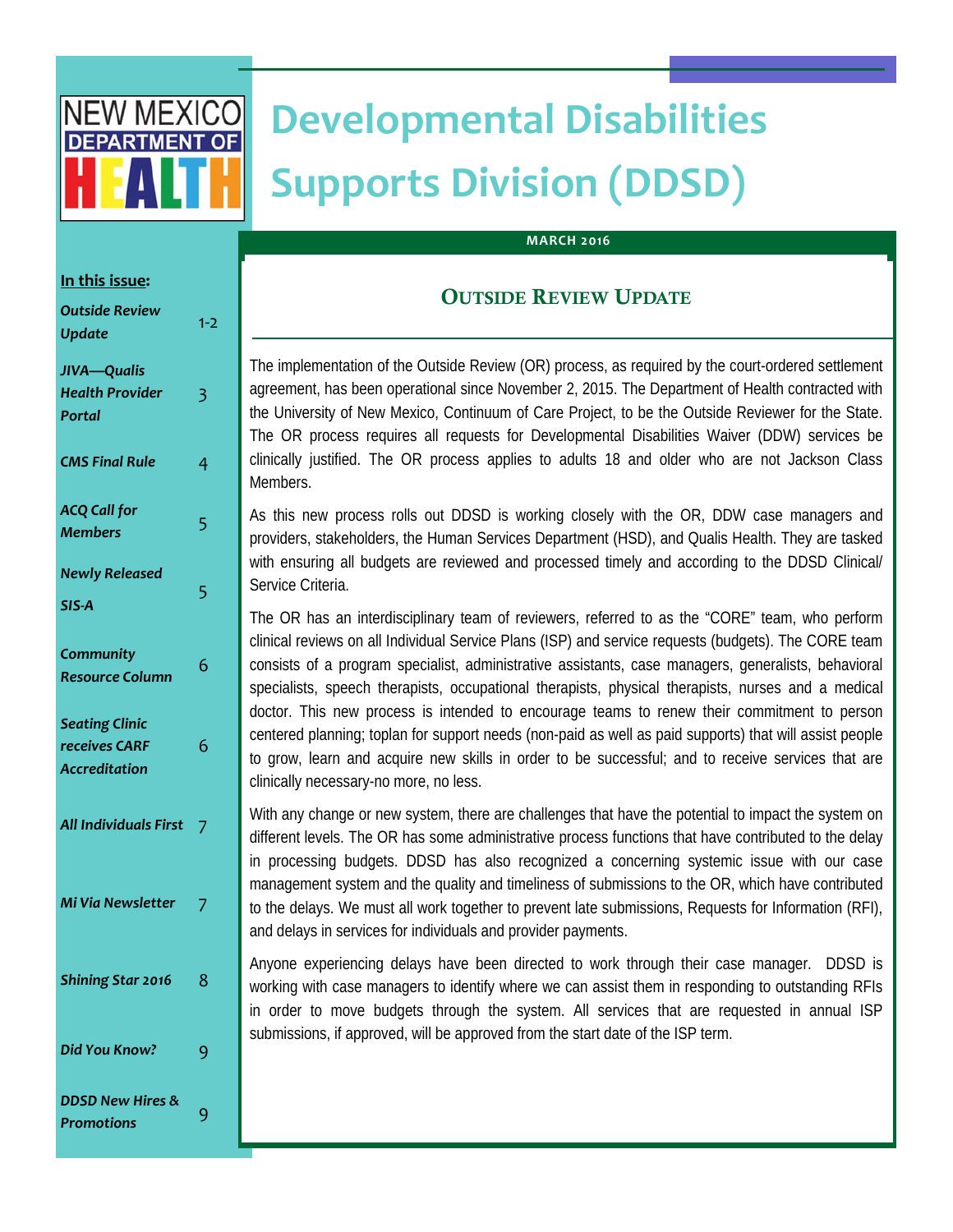NEW MEXICO DEPARTMENT OF HEALTH

# Developmental Disabilities Supports Division (DDSD)

**MARCH 2016**

**In this issue:**

| | |
|---|---|
| *Outside Review Update* | 1-2 |
| *JIVA—Qualis Health Provider Portal* | 3 |
| *CMS Final Rule* | 4 |
| *ACQ Call for Members* | 5 |
| *Newly Released SIS-A* | 5 |
| *Community Resource Column* | 6 |
| *Seating Clinic receives CARF Accreditation* | 6 |
| *All Individuals First* | 7 |
| *Mi Via Newsletter* | 7 |
| *Shining Star 2016* | 8 |
| *Did You Know?* | 9 |
| *DDSD New Hires & Promotions* | 9 |

## Outside Review Update

The implementation of the Outside Review (OR) process, as required by the court-ordered settlement agreement, has been operational since November 2, 2015. The Department of Health contracted with the University of New Mexico, Continuum of Care Project, to be the Outside Reviewer for the State. The OR process requires all requests for Developmental Disabilities Waiver (DDW) services be clinically justified. The OR process applies to adults 18 and older who are not Jackson Class Members.

As this new process rolls out DDSD is working closely with the OR, DDW case managers and providers, stakeholders, the Human Services Department (HSD), and Qualis Health. They are tasked with ensuring all budgets are reviewed and processed timely and according to the DDSD Clinical/ Service Criteria.

The OR has an interdisciplinary team of reviewers, referred to as the "CORE" team, who perform clinical reviews on all Individual Service Plans (ISP) and service requests (budgets). The CORE team consists of a program specialist, administrative assistants, case managers, generalists, behavioral specialists, speech therapists, occupational therapists, physical therapists, nurses and a medical doctor. This new process is intended to encourage teams to renew their commitment to person centered planning; toplan for support needs (non-paid as well as paid supports) that will assist people to grow, learn and acquire new skills in order to be successful; and to receive services that are clinically necessary-no more, no less.

With any change or new system, there are challenges that have the potential to impact the system on different levels. The OR has some administrative process functions that have contributed to the delay in processing budgets. DDSD has also recognized a concerning systemic issue with our case management system and the quality and timeliness of submissions to the OR, which have contributed to the delays. We must all work together to prevent late submissions, Requests for Information (RFI), and delays in services for individuals and provider payments.

Anyone experiencing delays have been directed to work through their case manager. DDSD is working with case managers to identify where we can assist them in responding to outstanding RFIs in order to move budgets through the system. All services that are requested in annual ISP submissions, if approved, will be approved from the start date of the ISP term.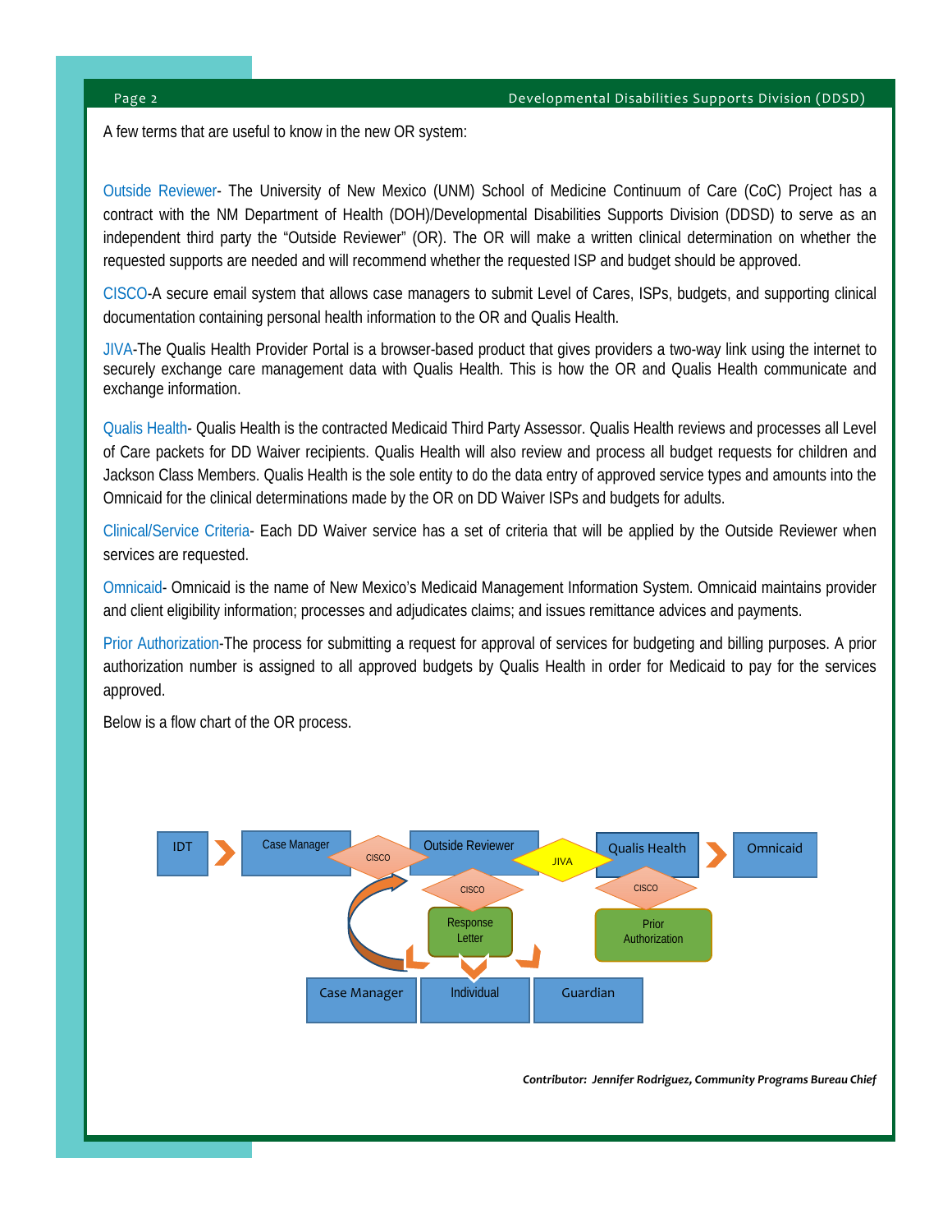A few terms that are useful to know in the new OR system:

Outside Reviewer- The University of New Mexico (UNM) School of Medicine Continuum of Care (CoC) Project has a contract with the NM Department of Health (DOH)/Developmental Disabilities Supports Division (DDSD) to serve as an independent third party the "Outside Reviewer" (OR). The OR will make a written clinical determination on whether the requested supports are needed and will recommend whether the requested ISP and budget should be approved.

CISCO-A secure email system that allows case managers to submit Level of Cares, ISPs, budgets, and supporting clinical documentation containing personal health information to the OR and Qualis Health.

JIVA-The Qualis Health Provider Portal is a browser-based product that gives providers a two-way link using the internet to securely exchange care management data with Qualis Health. This is how the OR and Qualis Health communicate and exchange information.

Qualis Health- Qualis Health is the contracted Medicaid Third Party Assessor. Qualis Health reviews and processes all Level of Care packets for DD Waiver recipients. Qualis Health will also review and process all budget requests for children and Jackson Class Members. Qualis Health is the sole entity to do the data entry of approved service types and amounts into the Omnicaid for the clinical determinations made by the OR on DD Waiver ISPs and budgets for adults.

Clinical/Service Criteria- Each DD Waiver service has a set of criteria that will be applied by the Outside Reviewer when services are requested.

Omnicaid- Omnicaid is the name of New Mexico's Medicaid Management Information System. Omnicaid maintains provider and client eligibility information; processes and adjudicates claims; and issues remittance advices and payments.

Prior Authorization-The process for submitting a request for approval of services for budgeting and billing purposes. A prior authorization number is assigned to all approved budgets by Qualis Health in order for Medicaid to pay for the services approved.

Below is a flow chart of the OR process.

IDT → Case Manager → (CISCO) → Outside Reviewer → (JIVA) → Qualis Health → Omnicaid

Outside Reviewer → (CISCO) → Response Letter → Case Manager, Individual, Guardian

Qualis Health → (CISCO) → Prior Authorization

*Contributor: Jennifer Rodriguez, Community Programs Bureau Chief*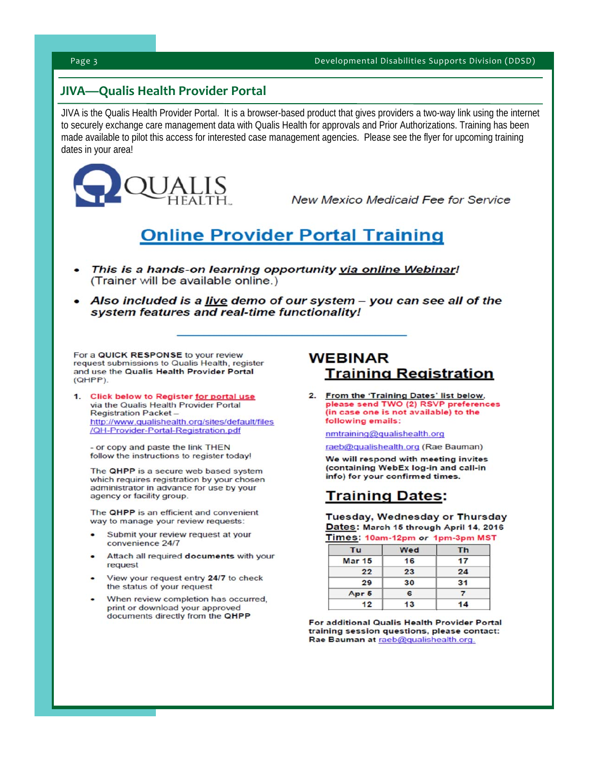## JIVA—Qualis Health Provider Portal

JIVA is the Qualis Health Provider Portal. It is a browser-based product that gives providers a two-way link using the internet to securely exchange care management data with Qualis Health for approvals and Prior Authorizations. Training has been made available to pilot this access for interested case management agencies. Please see the flyer for upcoming training dates in your area!

QUALIS HEALTH

*New Mexico Medicaid Fee for Service*

# Online Provider Portal Training

- ***This is a hands-on learning opportunity via online Webinar!*** (Trainer will be available online.)
- ***Also included is a live demo of our system – you can see all of the system features and real-time functionality!***

For a **QUICK RESPONSE** to your review request submissions to Qualis Health, register and use the **Qualis Health Provider Portal** (QHPP).

1. **Click below to Register for portal use** via the Qualis Health Provider Portal Registration Packet – http://www.qualishealth.org/sites/default/files/QH-Provider-Portal-Registration.pdf

   - or copy and paste the link THEN follow the instructions to register today!

   The **QHPP** is a secure web based system which requires registration by your chosen administrator in advance for use by your agency or facility group.

   The **QHPP** is an efficient and convenient way to manage your review requests:

   - Submit your review request at your convenience 24/7
   - Attach all required **documents** with your request
   - View your request entry **24/7** to check the status of your request
   - When review completion has occurred, print or download your approved documents directly from the **QHPP**

## WEBINAR Training Registration

2. **From the 'Training Dates' list below, please send TWO (2) RSVP preferences (in case one is not available) to the following emails:**

   nmtraining@qualishealth.org

   raeb@qualishealth.org (Rae Bauman)

   **We will respond with meeting invites (containing WebEx log-in and call-in info) for your confirmed times.**

## Training Dates:

**Tuesday, Wednesday or Thursday**
**Dates: March 15 through April 14, 2016**
**Times: 10am-12pm or 1pm-3pm MST**

| Tu | Wed | Th |
|---|---|---|
| Mar 15 | 16 | 17 |
| 22 | 23 | 24 |
| 29 | 30 | 31 |
| Apr 5 | 6 | 7 |
| 12 | 13 | 14 |

**For additional Qualis Health Provider Portal training session questions, please contact: Rae Bauman at** raeb@qualishealth.org.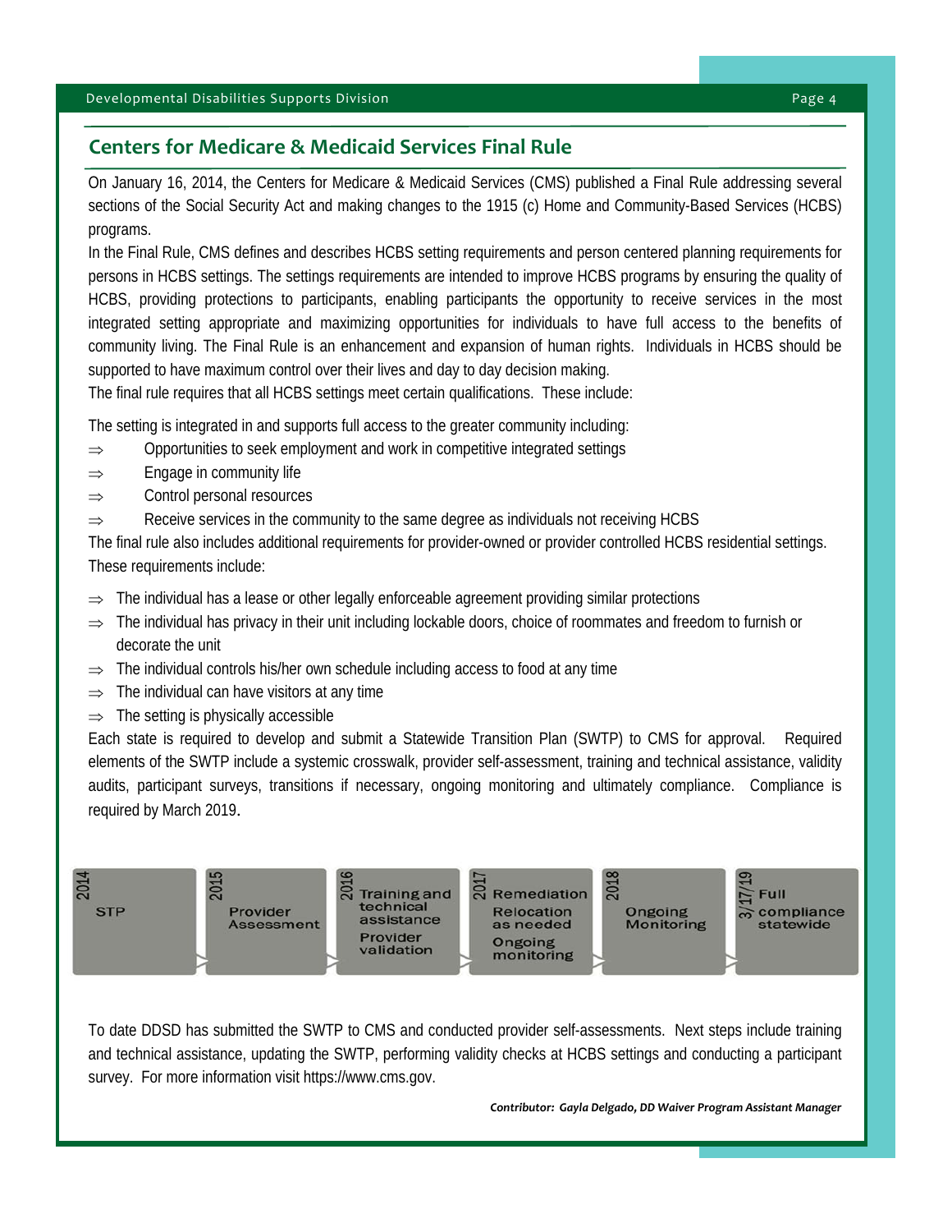## Centers for Medicare & Medicaid Services Final Rule

On January 16, 2014, the Centers for Medicare & Medicaid Services (CMS) published a Final Rule addressing several sections of the Social Security Act and making changes to the 1915 (c) Home and Community-Based Services (HCBS) programs.

In the Final Rule, CMS defines and describes HCBS setting requirements and person centered planning requirements for persons in HCBS settings. The settings requirements are intended to improve HCBS programs by ensuring the quality of HCBS, providing protections to participants, enabling participants the opportunity to receive services in the most integrated setting appropriate and maximizing opportunities for individuals to have full access to the benefits of community living. The Final Rule is an enhancement and expansion of human rights. Individuals in HCBS should be supported to have maximum control over their lives and day to day decision making.

The final rule requires that all HCBS settings meet certain qualifications. These include:

The setting is integrated in and supports full access to the greater community including:

- ⇒ Opportunities to seek employment and work in competitive integrated settings
- ⇒ Engage in community life
- ⇒ Control personal resources
- ⇒ Receive services in the community to the same degree as individuals not receiving HCBS

The final rule also includes additional requirements for provider-owned or provider controlled HCBS residential settings. These requirements include:

- ⇒ The individual has a lease or other legally enforceable agreement providing similar protections
- ⇒ The individual has privacy in their unit including lockable doors, choice of roommates and freedom to furnish or decorate the unit
- ⇒ The individual controls his/her own schedule including access to food at any time
- ⇒ The individual can have visitors at any time
- ⇒ The setting is physically accessible

Each state is required to develop and submit a Statewide Transition Plan (SWTP) to CMS for approval. Required elements of the SWTP include a systemic crosswalk, provider self-assessment, training and technical assistance, validity audits, participant surveys, transitions if necessary, ongoing monitoring and ultimately compliance. Compliance is required by March 2019.

| 2014 | 2015 | 2016 | 2017 | 2018 | 3/17/19 |
|---|---|---|---|---|---|
| STP | Provider Assessment | Training and technical assistance<br>Provider validation | Remediation<br>Relocation as needed<br>Ongoing monitoring | Ongoing Monitoring | Full compliance statewide |

To date DDSD has submitted the SWTP to CMS and conducted provider self-assessments. Next steps include training and technical assistance, updating the SWTP, performing validity checks at HCBS settings and conducting a participant survey. For more information visit https://www.cms.gov.

***Contributor: Gayla Delgado, DD Waiver Program Assistant Manager***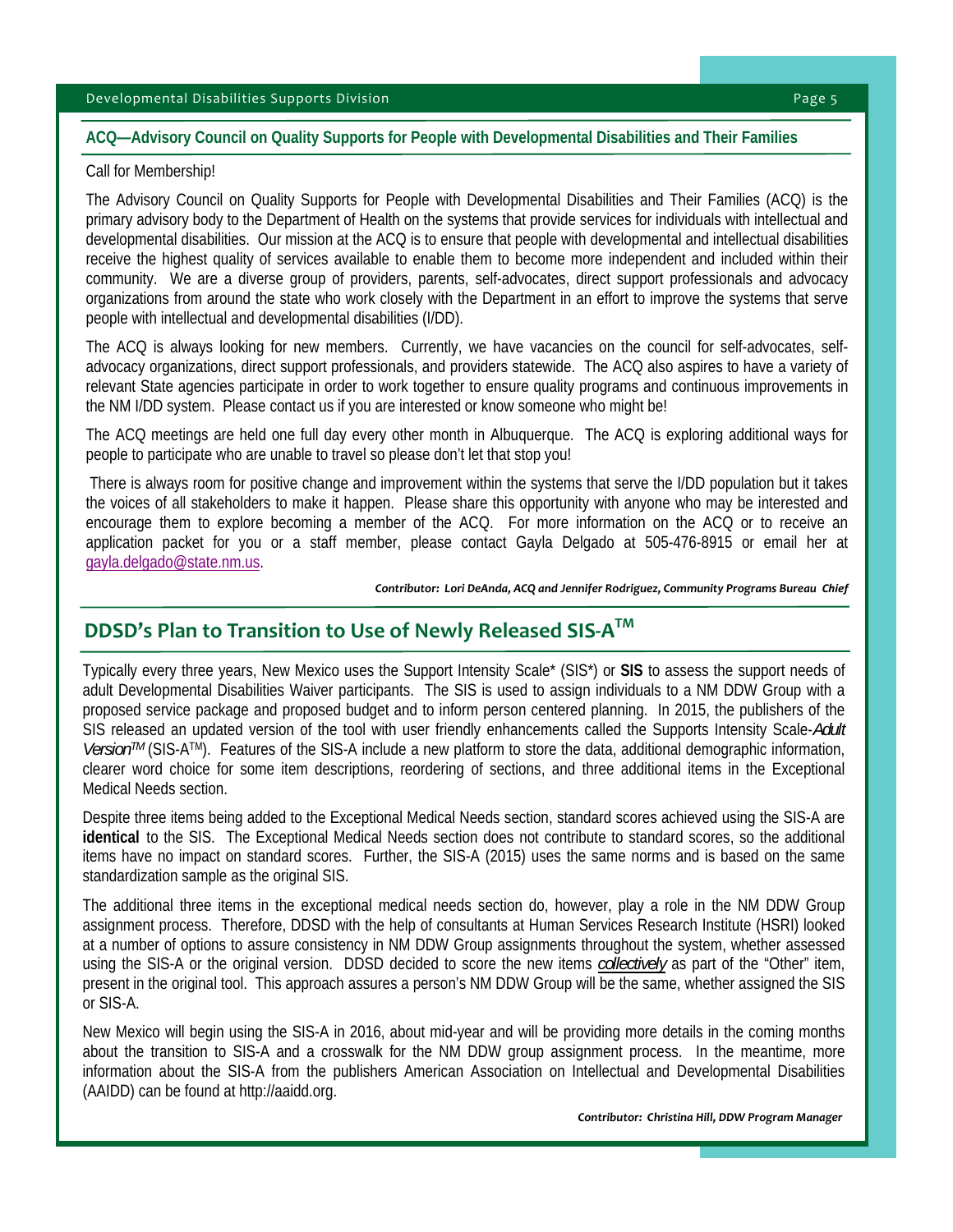## ACQ—Advisory Council on Quality Supports for People with Developmental Disabilities and Their Families

Call for Membership!

The Advisory Council on Quality Supports for People with Developmental Disabilities and Their Families (ACQ) is the primary advisory body to the Department of Health on the systems that provide services for individuals with intellectual and developmental disabilities. Our mission at the ACQ is to ensure that people with developmental and intellectual disabilities receive the highest quality of services available to enable them to become more independent and included within their community. We are a diverse group of providers, parents, self-advocates, direct support professionals and advocacy organizations from around the state who work closely with the Department in an effort to improve the systems that serve people with intellectual and developmental disabilities (I/DD).

The ACQ is always looking for new members. Currently, we have vacancies on the council for self-advocates, self-advocacy organizations, direct support professionals, and providers statewide. The ACQ also aspires to have a variety of relevant State agencies participate in order to work together to ensure quality programs and continuous improvements in the NM I/DD system. Please contact us if you are interested or know someone who might be!

The ACQ meetings are held one full day every other month in Albuquerque. The ACQ is exploring additional ways for people to participate who are unable to travel so please don't let that stop you!

There is always room for positive change and improvement within the systems that serve the I/DD population but it takes the voices of all stakeholders to make it happen. Please share this opportunity with anyone who may be interested and encourage them to explore becoming a member of the ACQ. For more information on the ACQ or to receive an application packet for you or a staff member, please contact Gayla Delgado at 505-476-8915 or email her at gayla.delgado@state.nm.us.

***Contributor: Lori DeAnda, ACQ and Jennifer Rodriguez, Community Programs Bureau Chief***

## DDSD's Plan to Transition to Use of Newly Released SIS-A™

Typically every three years, New Mexico uses the Support Intensity Scale* (SIS*) or **SIS** to assess the support needs of adult Developmental Disabilities Waiver participants. The SIS is used to assign individuals to a NM DDW Group with a proposed service package and proposed budget and to inform person centered planning. In 2015, the publishers of the SIS released an updated version of the tool with user friendly enhancements called the Supports Intensity Scale-*Adult Version™* (SIS-A™). Features of the SIS-A include a new platform to store the data, additional demographic information, clearer word choice for some item descriptions, reordering of sections, and three additional items in the Exceptional Medical Needs section.

Despite three items being added to the Exceptional Medical Needs section, standard scores achieved using the SIS-A are **identical** to the SIS. The Exceptional Medical Needs section does not contribute to standard scores, so the additional items have no impact on standard scores. Further, the SIS-A (2015) uses the same norms and is based on the same standardization sample as the original SIS.

The additional three items in the exceptional medical needs section do, however, play a role in the NM DDW Group assignment process. Therefore, DDSD with the help of consultants at Human Services Research Institute (HSRI) looked at a number of options to assure consistency in NM DDW Group assignments throughout the system, whether assessed using the SIS-A or the original version. DDSD decided to score the new items ***collectively*** as part of the "Other" item, present in the original tool. This approach assures a person's NM DDW Group will be the same, whether assigned the SIS or SIS-A.

New Mexico will begin using the SIS-A in 2016, about mid-year and will be providing more details in the coming months about the transition to SIS-A and a crosswalk for the NM DDW group assignment process. In the meantime, more information about the SIS-A from the publishers American Association on Intellectual and Developmental Disabilities (AAIDD) can be found at http://aaidd.org.

***Contributor: Christina Hill, DDW Program Manager***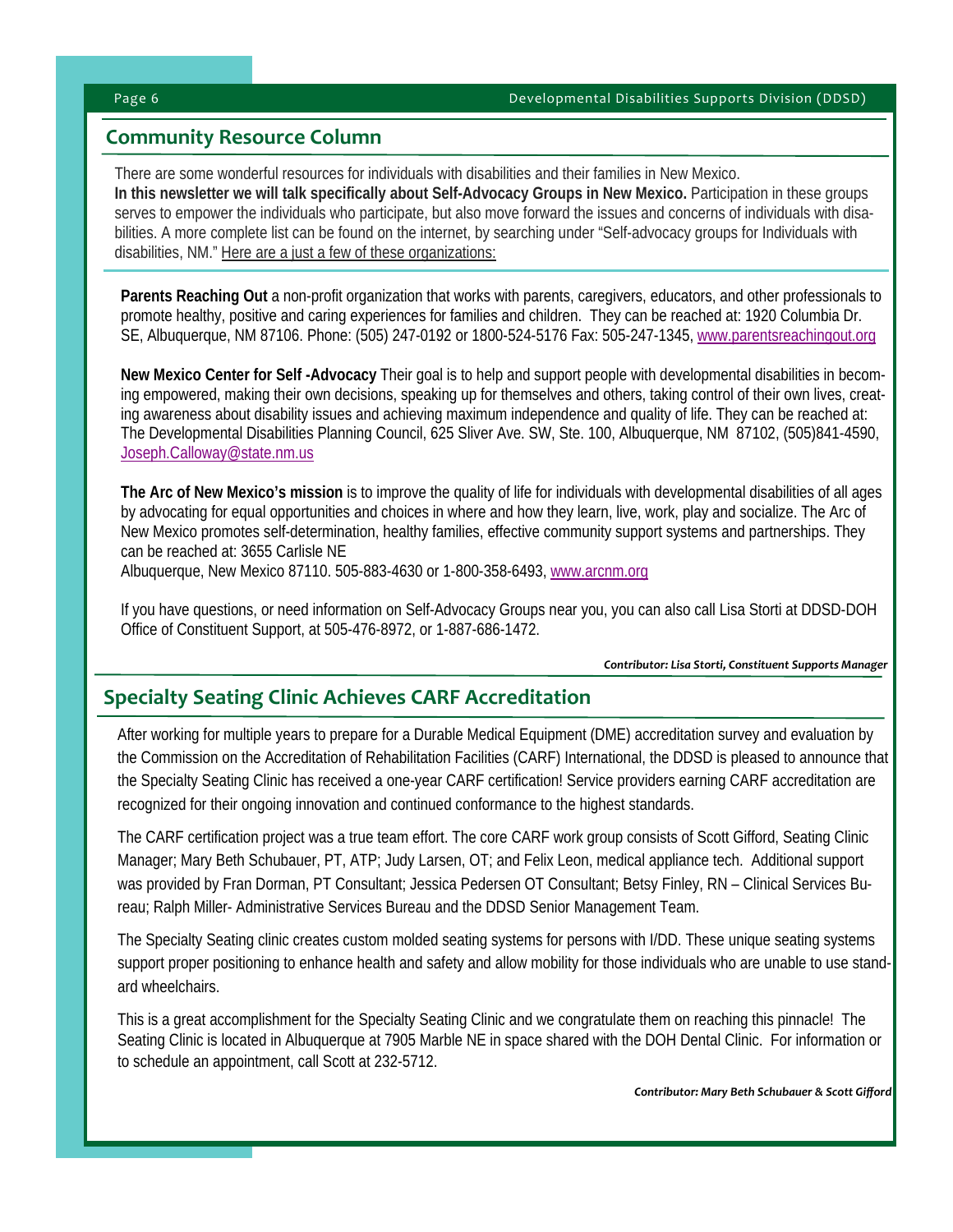## Community Resource Column

There are some wonderful resources for individuals with disabilities and their families in New Mexico. **In this newsletter we will talk specifically about Self-Advocacy Groups in New Mexico.** Participation in these groups serves to empower the individuals who participate, but also move forward the issues and concerns of individuals with disabilities. A more complete list can be found on the internet, by searching under "Self-advocacy groups for Individuals with disabilities, NM." Here are a just a few of these organizations:

**Parents Reaching Out** a non-profit organization that works with parents, caregivers, educators, and other professionals to promote healthy, positive and caring experiences for families and children. They can be reached at: 1920 Columbia Dr. SE, Albuquerque, NM 87106. Phone: (505) 247-0192 or 1800-524-5176 Fax: 505-247-1345, www.parentsreachingout.org

**New Mexico Center for Self -Advocacy** Their goal is to help and support people with developmental disabilities in becoming empowered, making their own decisions, speaking up for themselves and others, taking control of their own lives, creating awareness about disability issues and achieving maximum independence and quality of life. They can be reached at: The Developmental Disabilities Planning Council, 625 Sliver Ave. SW, Ste. 100, Albuquerque, NM 87102, (505)841-4590, Joseph.Calloway@state.nm.us

**The Arc of New Mexico's mission** is to improve the quality of life for individuals with developmental disabilities of all ages by advocating for equal opportunities and choices in where and how they learn, live, work, play and socialize. The Arc of New Mexico promotes self-determination, healthy families, effective community support systems and partnerships. They can be reached at: 3655 Carlisle NE
Albuquerque, New Mexico 87110. 505-883-4630 or 1-800-358-6493, www.arcnm.org

If you have questions, or need information on Self-Advocacy Groups near you, you can also call Lisa Storti at DDSD-DOH Office of Constituent Support, at 505-476-8972, or 1-887-686-1472.

*Contributor: Lisa Storti, Constituent Supports Manager*

## Specialty Seating Clinic Achieves CARF Accreditation

After working for multiple years to prepare for a Durable Medical Equipment (DME) accreditation survey and evaluation by the Commission on the Accreditation of Rehabilitation Facilities (CARF) International, the DDSD is pleased to announce that the Specialty Seating Clinic has received a one-year CARF certification! Service providers earning CARF accreditation are recognized for their ongoing innovation and continued conformance to the highest standards.

The CARF certification project was a true team effort. The core CARF work group consists of Scott Gifford, Seating Clinic Manager; Mary Beth Schubauer, PT, ATP; Judy Larsen, OT; and Felix Leon, medical appliance tech. Additional support was provided by Fran Dorman, PT Consultant; Jessica Pedersen OT Consultant; Betsy Finley, RN – Clinical Services Bureau; Ralph Miller- Administrative Services Bureau and the DDSD Senior Management Team.

The Specialty Seating clinic creates custom molded seating systems for persons with I/DD. These unique seating systems support proper positioning to enhance health and safety and allow mobility for those individuals who are unable to use standard wheelchairs.

This is a great accomplishment for the Specialty Seating Clinic and we congratulate them on reaching this pinnacle! The Seating Clinic is located in Albuquerque at 7905 Marble NE in space shared with the DOH Dental Clinic. For information or to schedule an appointment, call Scott at 232-5712.

*Contributor: Mary Beth Schubauer & Scott Gifford*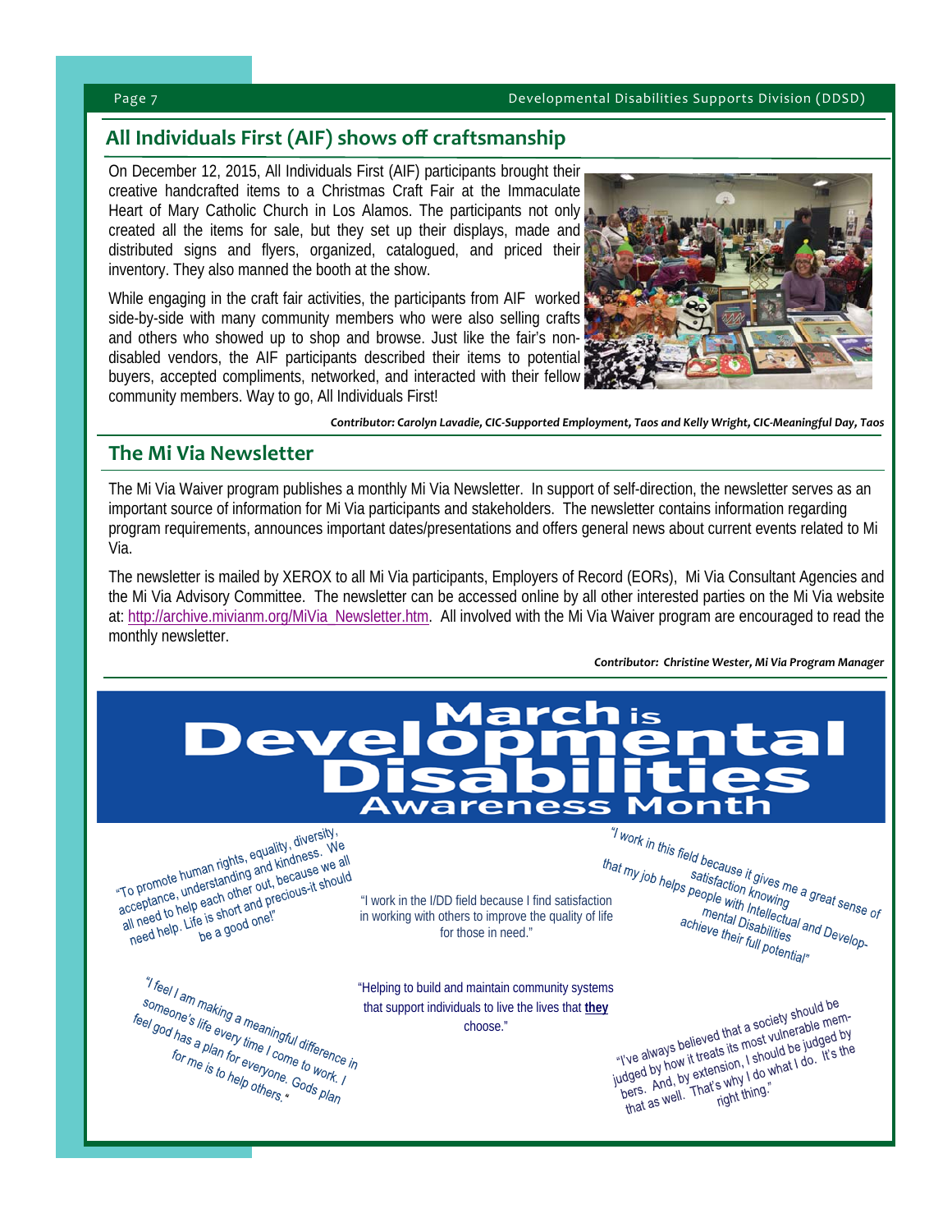## All Individuals First (AIF) shows off craftsmanship

On December 12, 2015, All Individuals First (AIF) participants brought their creative handcrafted items to a Christmas Craft Fair at the Immaculate Heart of Mary Catholic Church in Los Alamos. The participants not only created all the items for sale, but they set up their displays, made and distributed signs and flyers, organized, catalogued, and priced their inventory. They also manned the booth at the show.

While engaging in the craft fair activities, the participants from AIF worked side-by-side with many community members who were also selling crafts and others who showed up to shop and browse. Just like the fair's non-disabled vendors, the AIF participants described their items to potential buyers, accepted compliments, networked, and interacted with their fellow community members. Way to go, All Individuals First!

*Contributor: Carolyn Lavadie, CIC-Supported Employment, Taos and Kelly Wright, CIC-Meaningful Day, Taos*

## The Mi Via Newsletter

The Mi Via Waiver program publishes a monthly Mi Via Newsletter. In support of self-direction, the newsletter serves as an important source of information for Mi Via participants and stakeholders. The newsletter contains information regarding program requirements, announces important dates/presentations and offers general news about current events related to Mi Via.

The newsletter is mailed by XEROX to all Mi Via participants, Employers of Record (EORs), Mi Via Consultant Agencies and the Mi Via Advisory Committee. The newsletter can be accessed online by all other interested parties on the Mi Via website at: http://archive.mivianm.org/MiVia_Newsletter.htm. All involved with the Mi Via Waiver program are encouraged to read the monthly newsletter.

*Contributor: Christine Wester, Mi Via Program Manager*

# March is Developmental Disabilities Awareness Month

"To promote human rights, equality, diversity, acceptance, understanding and kindness. We all need to help each other out, because we all need help. Life is short and precious-it should be a good one!"

"I work in the I/DD field because I find satisfaction in working with others to improve the quality of life for those in need."

"I work in this field because it gives me a great sense of satisfaction knowing that my job helps people with Intellectual and Developmental Disabilities achieve their full potential"

"I feel I am making a meaningful difference in someone's life every time I come to work. I feel god has a plan for everyone. Gods plan for me is to help others."

"Helping to build and maintain community systems that support individuals to live the lives that **they** choose."

"I've always believed that a society should be judged by how it treats its most vulnerable members. And, by extension, I should be judged by that as well. That's why I do what I do. It's the right thing."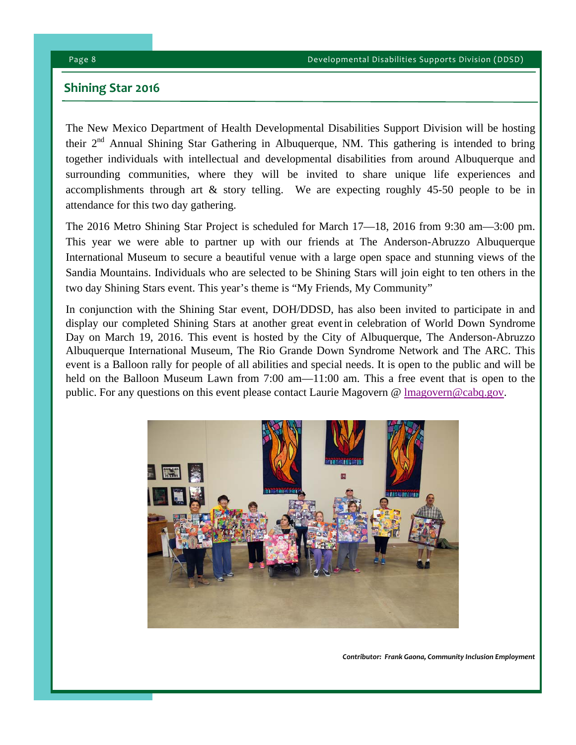## Shining Star 2016

The New Mexico Department of Health Developmental Disabilities Support Division will be hosting their 2nd Annual Shining Star Gathering in Albuquerque, NM. This gathering is intended to bring together individuals with intellectual and developmental disabilities from around Albuquerque and surrounding communities, where they will be invited to share unique life experiences and accomplishments through art & story telling. We are expecting roughly 45-50 people to be in attendance for this two day gathering.

The 2016 Metro Shining Star Project is scheduled for March 17—18, 2016 from 9:30 am—3:00 pm. This year we were able to partner up with our friends at The Anderson-Abruzzo Albuquerque International Museum to secure a beautiful venue with a large open space and stunning views of the Sandia Mountains. Individuals who are selected to be Shining Stars will join eight to ten others in the two day Shining Stars event. This year's theme is "My Friends, My Community"

In conjunction with the Shining Star event, DOH/DDSD, has also been invited to participate in and display our completed Shining Stars at another great event in celebration of World Down Syndrome Day on March 19, 2016. This event is hosted by the City of Albuquerque, The Anderson-Abruzzo Albuquerque International Museum, The Rio Grande Down Syndrome Network and The ARC. This event is a Balloon rally for people of all abilities and special needs. It is open to the public and will be held on the Balloon Museum Lawn from 7:00 am—11:00 am. This a free event that is open to the public. For any questions on this event please contact Laurie Magovern @ lmagovern@cabq.gov.

***Contributor: Frank Gaona, Community Inclusion Employment***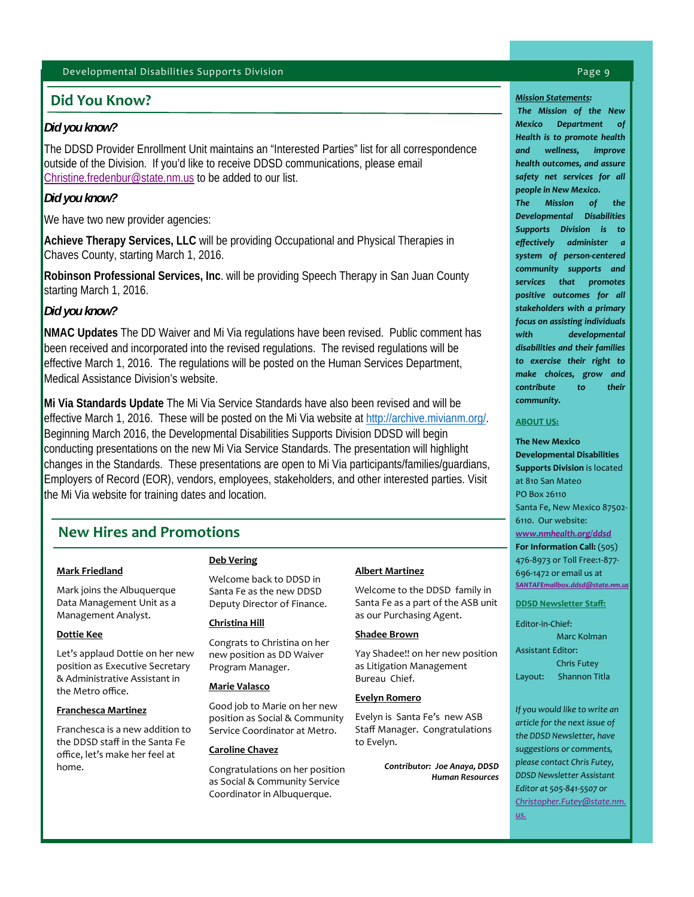## Did You Know?

***Did you know?***

The DDSD Provider Enrollment Unit maintains an "Interested Parties" list for all correspondence outside of the Division. If you'd like to receive DDSD communications, please email Christine.fredenbur@state.nm.us to be added to our list.

***Did you know?***

We have two new provider agencies:

**Achieve Therapy Services, LLC** will be providing Occupational and Physical Therapies in Chaves County, starting March 1, 2016.

**Robinson Professional Services, Inc**. will be providing Speech Therapy in San Juan County starting March 1, 2016.

***Did you know?***

**NMAC Updates** The DD Waiver and Mi Via regulations have been revised. Public comment has been received and incorporated into the revised regulations. The revised regulations will be effective March 1, 2016. The regulations will be posted on the Human Services Department, Medical Assistance Division's website.

**Mi Via Standards Update** The Mi Via Service Standards have also been revised and will be effective March 1, 2016. These will be posted on the Mi Via website at http://archive.mivianm.org/. Beginning March 2016, the Developmental Disabilities Supports Division DDSD will begin conducting presentations on the new Mi Via Service Standards. The presentation will highlight changes in the Standards. These presentations are open to Mi Via participants/families/guardians, Employers of Record (EOR), vendors, employees, stakeholders, and other interested parties. Visit the Mi Via website for training dates and location.

## New Hires and Promotions

**Mark Friedland**

Mark joins the Albuquerque Data Management Unit as a Management Analyst.

**Dottie Kee**

Let's applaud Dottie on her new position as Executive Secretary & Administrative Assistant in the Metro office.

**Franchesca Martinez**

Franchesca is a new addition to the DDSD staff in the Santa Fe office, let's make her feel at home.

**Deb Vering**

Welcome back to DDSD in Santa Fe as the new DDSD Deputy Director of Finance.

**Christina Hill**

Congrats to Christina on her new position as DD Waiver Program Manager.

**Marie Valasco**

Good job to Marie on her new position as Social & Community Service Coordinator at Metro.

**Caroline Chavez**

Congratulations on her position as Social & Community Service Coordinator in Albuquerque.

**Albert Martinez**

Welcome to the DDSD family in Santa Fe as a part of the ASB unit as our Purchasing Agent.

**Shadee Brown**

Yay Shadee!! on her new position as Litigation Management Bureau Chief.

**Evelyn Romero**

Evelyn is Santa Fe's new ASB Staff Manager. Congratulations to Evelyn.

***Contributor: Joe Anaya, DDSD Human Resources***

***Mission Statements:***

***The Mission of the New Mexico Department of Health is to promote health and wellness, improve health outcomes, and assure safety net services for all people in New Mexico.***

***The Mission of the Developmental Disabilities Supports Division is to effectively administer a system of person-centered community supports and services that promotes positive outcomes for all stakeholders with a primary focus on assisting individuals with developmental disabilities and their families to exercise their right to make choices, grow and contribute to their community.***

**ABOUT US:**

**The New Mexico Developmental Disabilities Supports Division** is located at 810 San Mateo PO Box 26110 Santa Fe, New Mexico 87502-6110. Our website: **www.nmhealth.org/ddsd**

**For Information Call:** (505) 476-8973 or Toll Free:1-877-696-1472 or email us at ***SANTAFEmailbox.ddsd@state.nm.us***

**DDSD Newsletter Staff:**

Editor-in-Chief: Marc Kolman
Assistant Editor: Chris Futey
Layout: Shannon Titla

*If you would like to write an article for the next issue of the DDSD Newsletter, have suggestions or comments, please contact Chris Futey, DDSD Newsletter Assistant Editor at 505-841-5507 or Christopher.Futey@state.nm.us.*